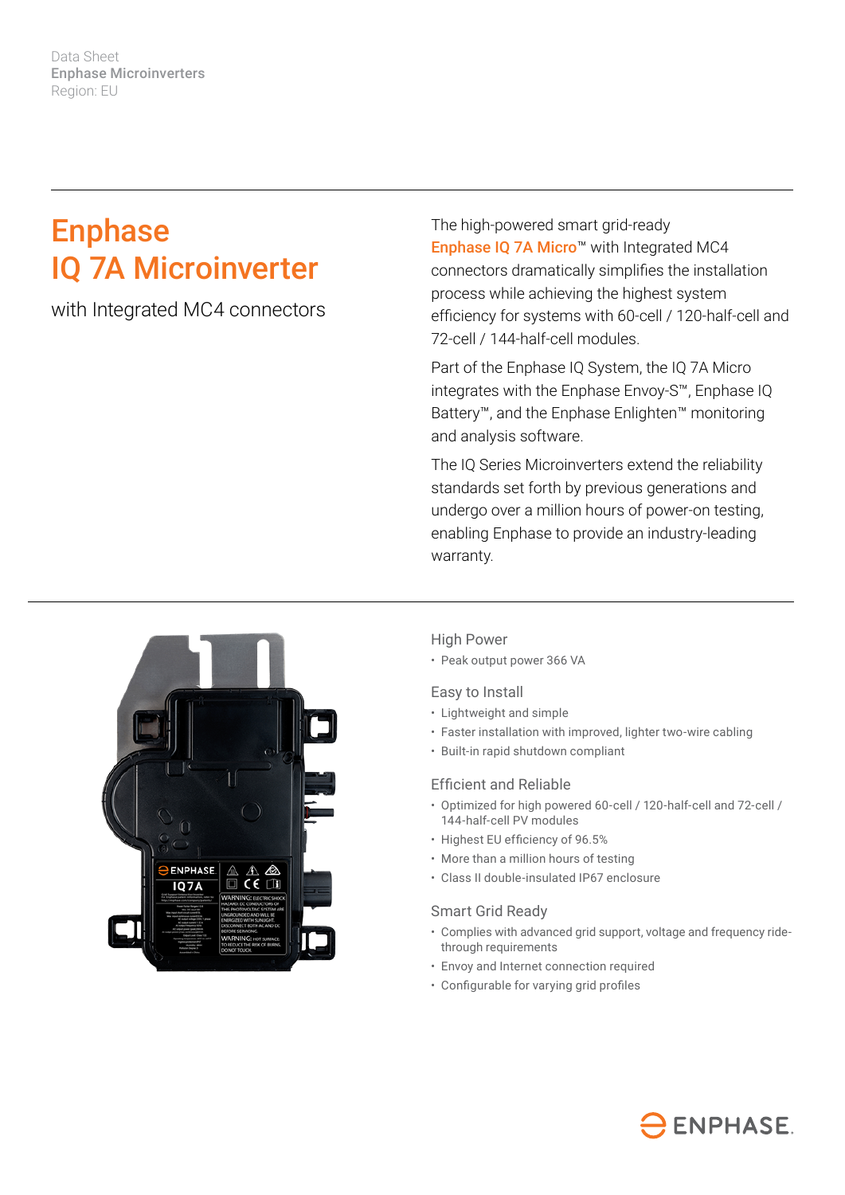Data Sheet
**Enphase Microinverters**
Region: EU

# Enphase IQ 7A Microinverter

with Integrated MC4 connectors

The high-powered smart grid-ready **Enphase IQ 7A Micro**™ with Integrated MC4 connectors dramatically simplifies the installation process while achieving the highest system efficiency for systems with 60-cell / 120-half-cell and 72-cell / 144-half-cell modules.

Part of the Enphase IQ System, the IQ 7A Micro integrates with the Enphase Envoy-S™, Enphase IQ Battery™, and the Enphase Enlighten™ monitoring and analysis software.

The IQ Series Microinverters extend the reliability standards set forth by previous generations and undergo over a million hours of power-on testing, enabling Enphase to provide an industry-leading warranty.

### High Power

- Peak output power 366 VA

### Easy to Install

- Lightweight and simple
- Faster installation with improved, lighter two-wire cabling
- Built-in rapid shutdown compliant

### Efficient and Reliable

- Optimized for high powered 60-cell / 120-half-cell and 72-cell / 144-half-cell PV modules
- Highest EU efficiency of 96.5%
- More than a million hours of testing
- Class II double-insulated IP67 enclosure

### Smart Grid Ready

- Complies with advanced grid support, voltage and frequency ride-through requirements
- Envoy and Internet connection required
- Configurable for varying grid profiles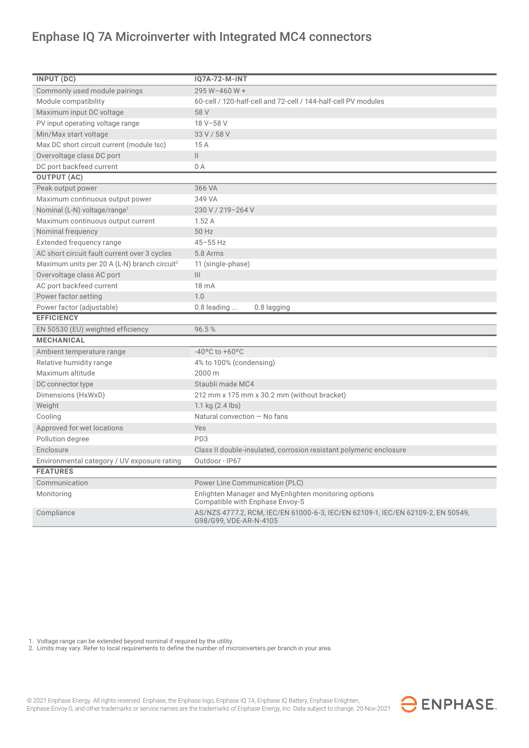# Enphase IQ 7A Microinverter with Integrated MC4 connectors

| **INPUT (DC)** | **IQ7A-72-M-INT** |
|---|---|
| Commonly used module pairings | 295 W–460 W + |
| Module compatibility | 60-cell / 120-half-cell and 72-cell / 144-half-cell PV modules |
| Maximum input DC voltage | 58 V |
| PV input operating voltage range | 18 V–58 V |
| Min/Max start voltage | 33 V / 58 V |
| Max DC short circuit current (module Isc) | 15 A |
| Overvoltage class DC port | II |
| DC port backfeed current | 0 A |
| **OUTPUT (AC)** | |
| Peak output power | 366 VA |
| Maximum continuous output power | 349 VA |
| Nominal (L-N) voltage/range[1] | 230 V / 219–264 V |
| Maximum continuous output current | 1.52 A |
| Nominal frequency | 50 Hz |
| Extended frequency range | 45–55 Hz |
| AC short circuit fault current over 3 cycles | 5.8 Arms |
| Maximum units per 20 A (L-N) branch circuit[2] | 11 (single-phase) |
| Overvoltage class AC port | III |
| AC port backfeed current | 18 mA |
| Power factor setting | 1.0 |
| Power factor (adjustable) | 0.8 leading ... 0.8 lagging |
| **EFFICIENCY** | |
| EN 50530 (EU) weighted efficiency | 96.5 % |
| **MECHANICAL** | |
| Ambient temperature range | -40ºC to +60ºC |
| Relative humidity range | 4% to 100% (condensing) |
| Maximum altitude | 2000 m |
| DC connector type | Staubli made MC4 |
| Dimensions (HxWxD) | 212 mm x 175 mm x 30.2 mm (without bracket) |
| Weight | 1.1 kg (2.4 lbs) |
| Cooling | Natural convection — No fans |
| Approved for wet locations | Yes |
| Pollution degree | PD3 |
| Enclosure | Class II double-insulated, corrosion resistant polymeric enclosure |
| Environmental category / UV exposure rating | Outdoor - IP67 |
| **FEATURES** | |
| Communication | Power Line Communication (PLC) |
| Monitoring | Enlighten Manager and MyEnlighten monitoring options<br>Compatible with Enphase Envoy-S |
| Compliance | AS/NZS 4777.2, RCM, IEC/EN 61000-6-3, IEC/EN 62109-1, IEC/EN 62109-2, EN 50549, G98/G99, VDE-AR-N-4105 |

1. Voltage range can be extended beyond nominal if required by the utility.
2. Limits may vary. Refer to local requirements to define the number of microinverters per branch in your area.

© 2021 Enphase Energy. All rights reserved. Enphase, the Enphase logo, Enphase IQ 7A, Enphase IQ Battery, Enphase Enlighten, Enphase Envoy-S, and other trademarks or service names are the trademarks of Enphase Energy, Inc. Data subject to change. 20-Nov-2021

ENPHASE.